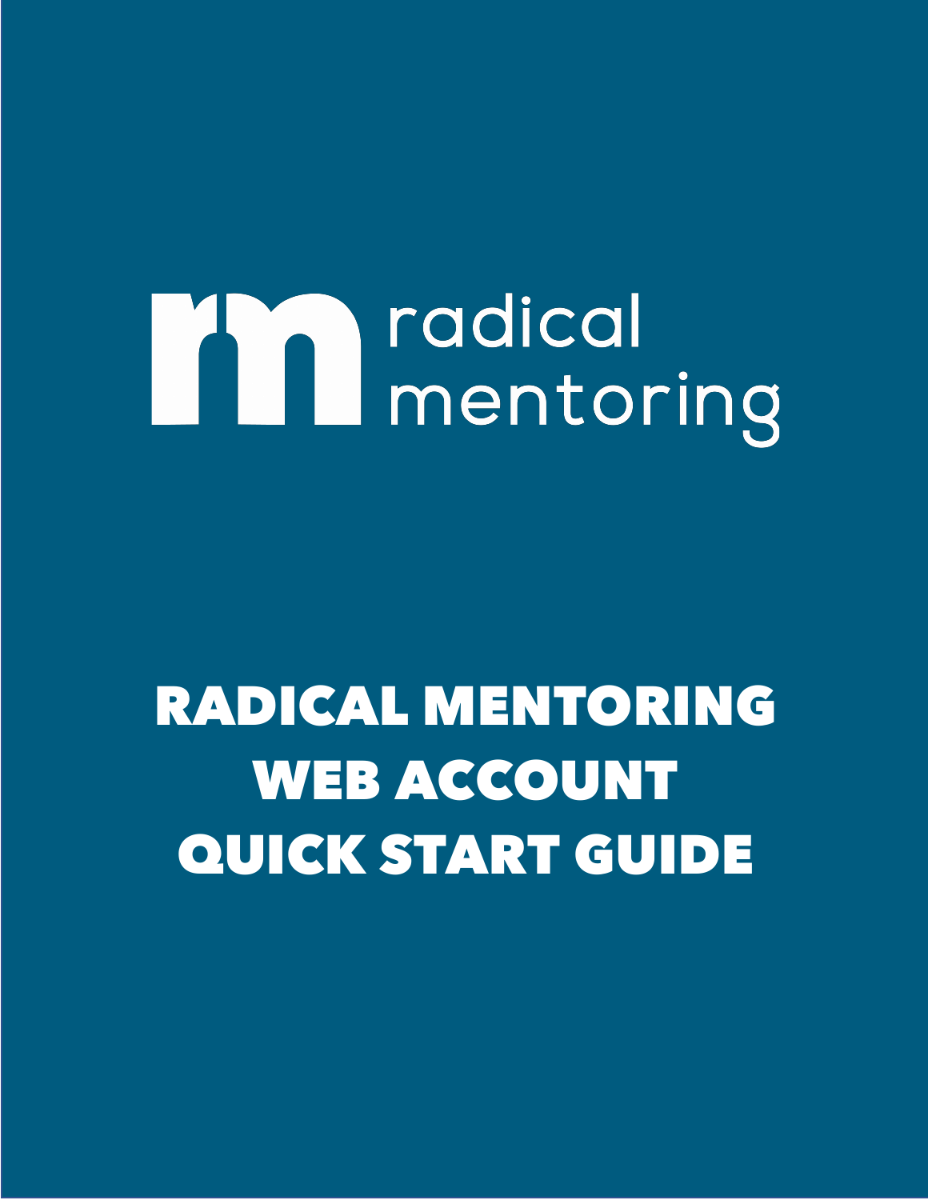radical mentoring

# RADICAL MENTORING WEB ACCOUNT QUICK START GUIDE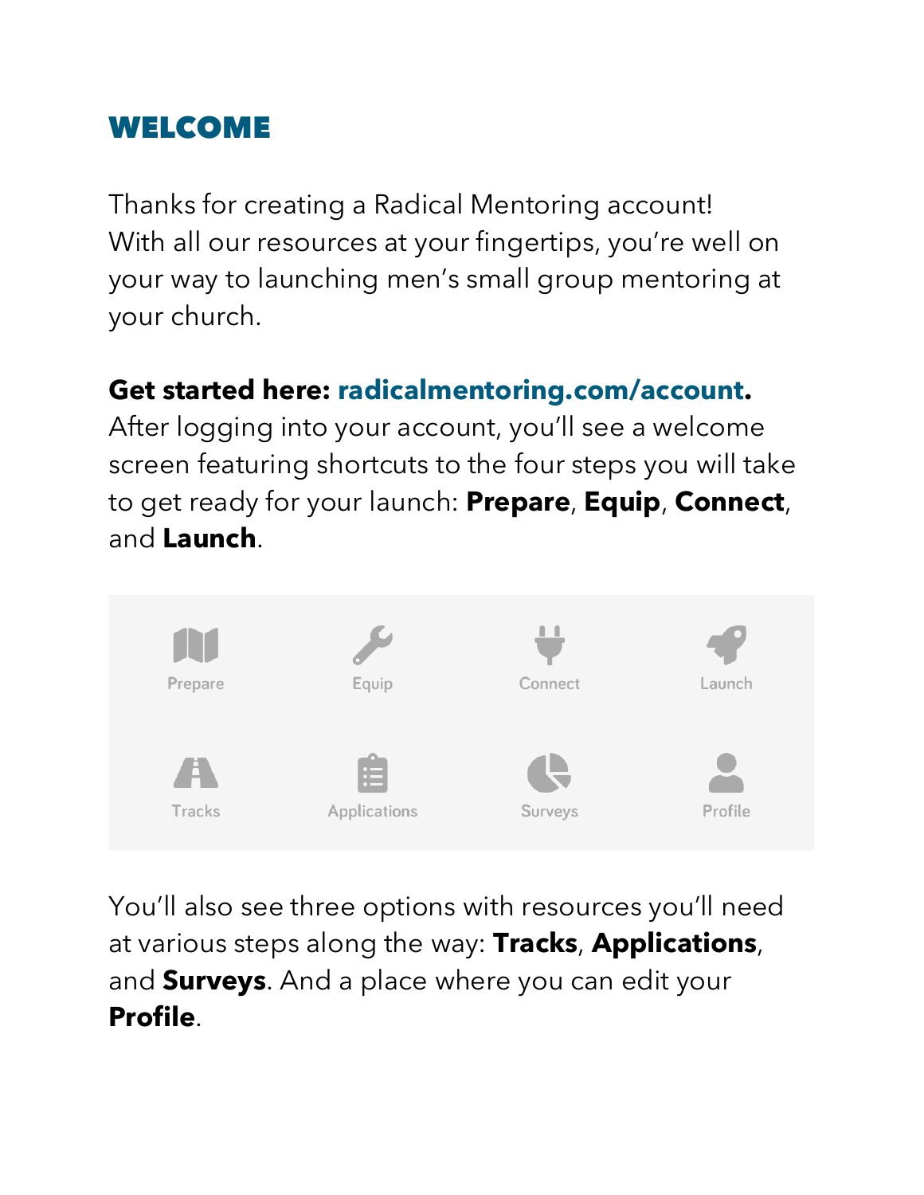# WELCOME

Thanks for creating a Radical Mentoring account! With all our resources at your fingertips, you're well on your way to launching men's small group mentoring at your church.

**Get started here: radicalmentoring.com/account.** After logging into your account, you'll see a welcome screen featuring shortcuts to the four steps you will take to get ready for your launch: **Prepare**, **Equip**, **Connect**, and **Launch**.

You'll also see three options with resources you'll need at various steps along the way: **Tracks**, **Applications**, and **Surveys**. And a place where you can edit your **Profile**.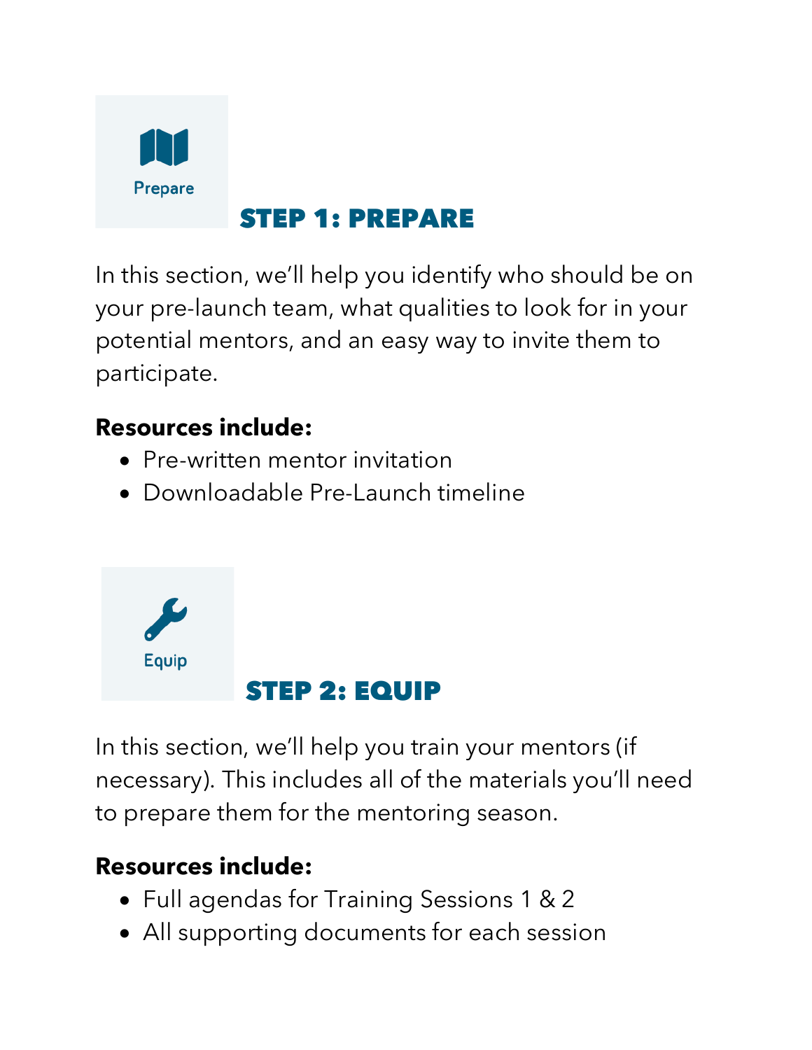## STEP 1: PREPARE

In this section, we'll help you identify who should be on your pre-launch team, what qualities to look for in your potential mentors, and an easy way to invite them to participate.

**Resources include:**

- Pre-written mentor invitation
- Downloadable Pre-Launch timeline

## STEP 2: EQUIP

In this section, we'll help you train your mentors (if necessary). This includes all of the materials you'll need to prepare them for the mentoring season.

**Resources include:**

- Full agendas for Training Sessions 1 & 2
- All supporting documents for each session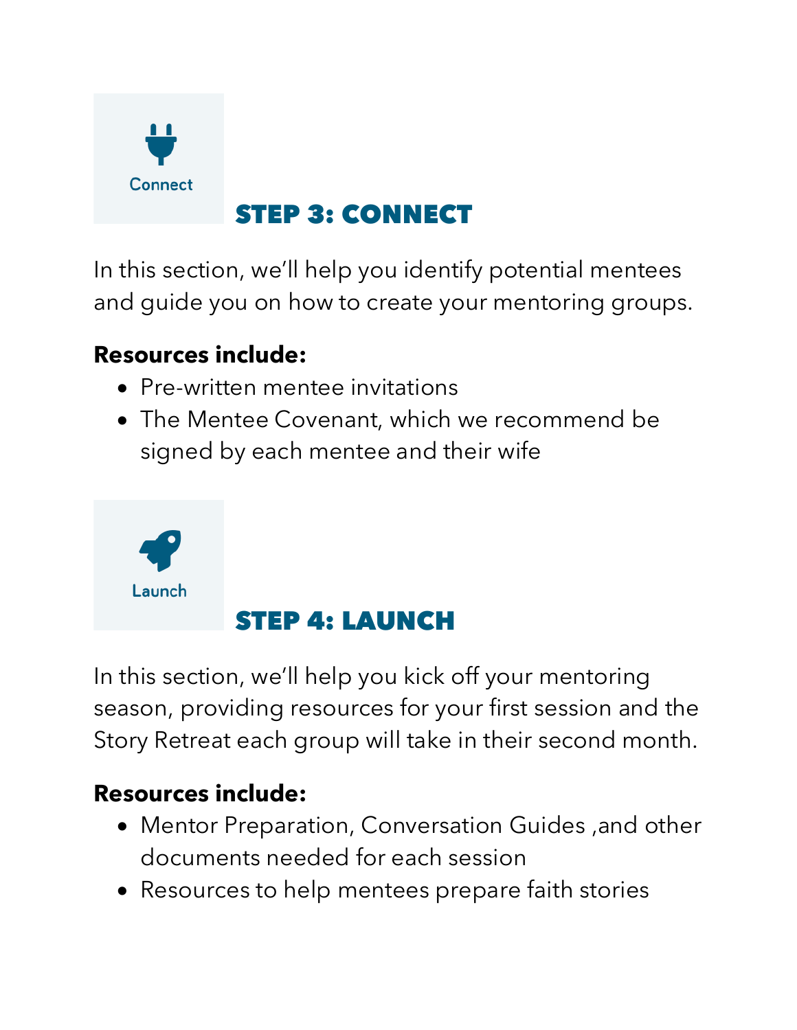Connect

## STEP 3: CONNECT

In this section, we'll help you identify potential mentees and guide you on how to create your mentoring groups.

**Resources include:**

- Pre-written mentee invitations
- The Mentee Covenant, which we recommend be signed by each mentee and their wife

Launch

## STEP 4: LAUNCH

In this section, we'll help you kick off your mentoring season, providing resources for your first session and the Story Retreat each group will take in their second month.

**Resources include:**

- Mentor Preparation, Conversation Guides ,and other documents needed for each session
- Resources to help mentees prepare faith stories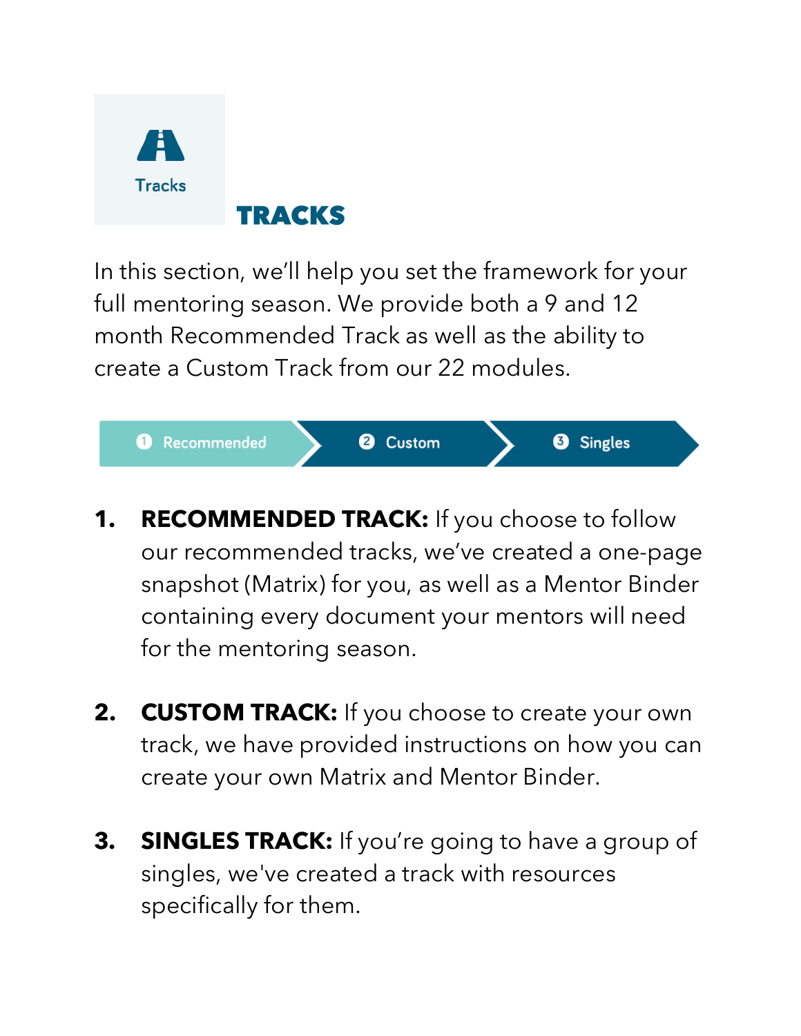Tracks

# TRACKS

In this section, we'll help you set the framework for your full mentoring season. We provide both a 9 and 12 month Recommended Track as well as the ability to create a Custom Track from our 22 modules.

1 Recommended → 2 Custom → 3 Singles

1. **RECOMMENDED TRACK:** If you choose to follow our recommended tracks, we've created a one-page snapshot (Matrix) for you, as well as a Mentor Binder containing every document your mentors will need for the mentoring season.

2. **CUSTOM TRACK:** If you choose to create your own track, we have provided instructions on how you can create your own Matrix and Mentor Binder.

3. **SINGLES TRACK:** If you're going to have a group of singles, we've created a track with resources specifically for them.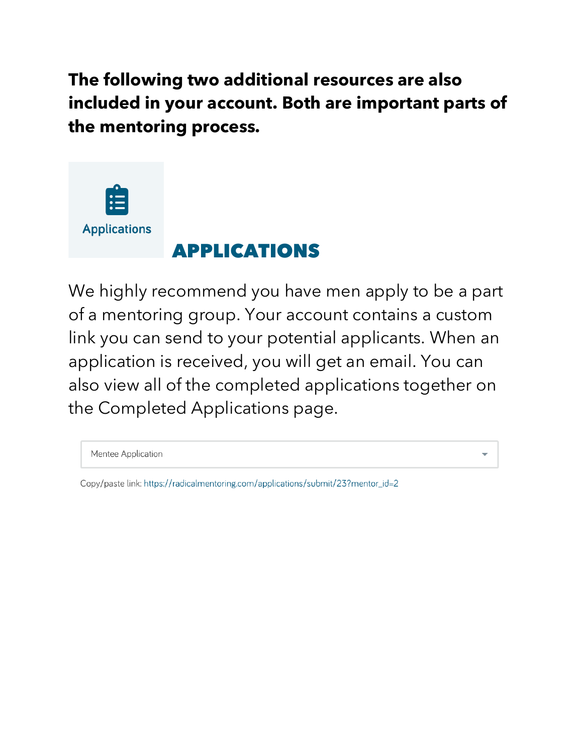**The following two additional resources are also included in your account. Both are important parts of the mentoring process.**

Applications

## APPLICATIONS

We highly recommend you have men apply to be a part of a mentoring group. Your account contains a custom link you can send to your potential applicants. When an application is received, you will get an email. You can also view all of the completed applications together on the Completed Applications page.

Mentee Application

Copy/paste link: https://radicalmentoring.com/applications/submit/23?mentor_id=2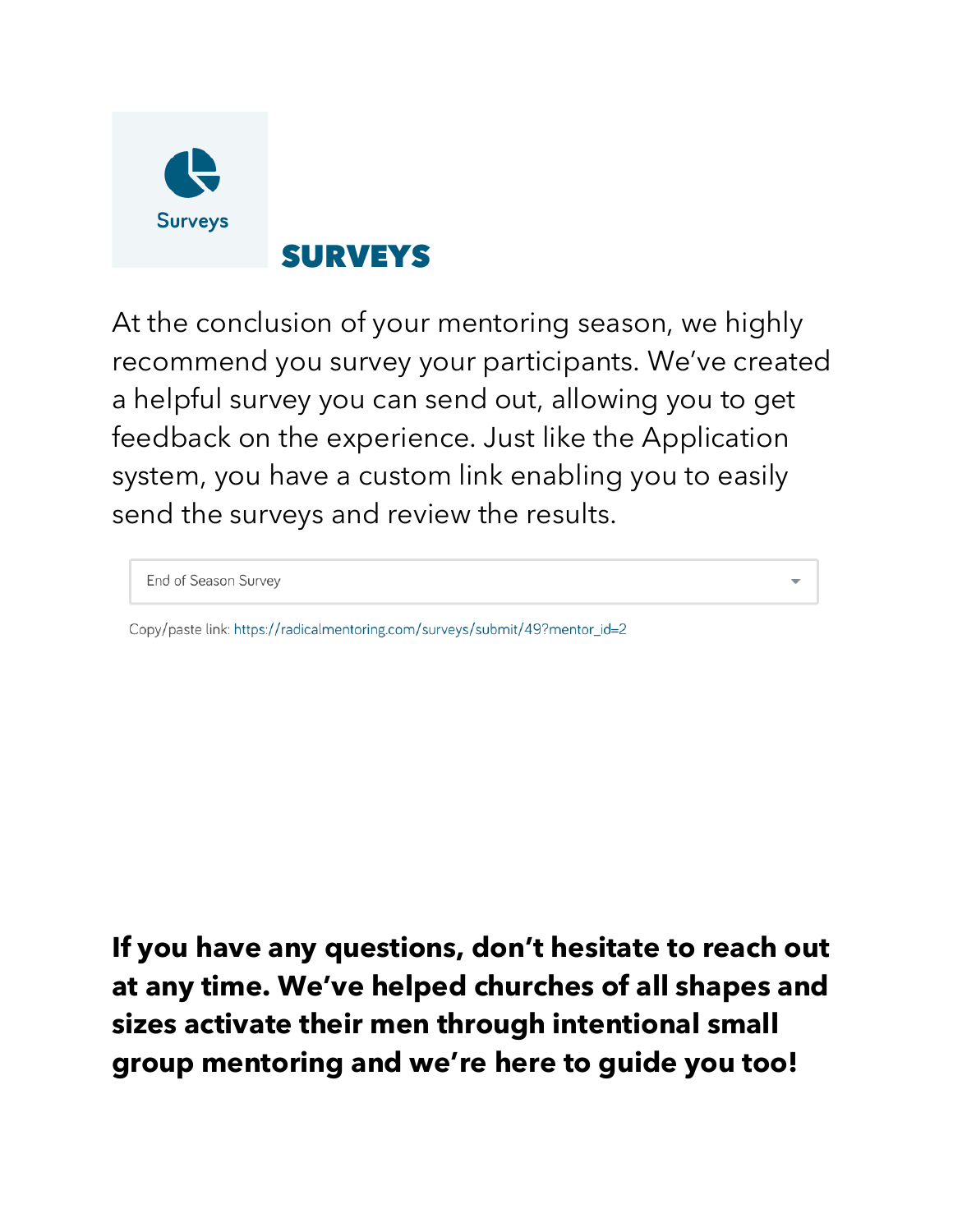Surveys

## SURVEYS

At the conclusion of your mentoring season, we highly recommend you survey your participants. We've created a helpful survey you can send out, allowing you to get feedback on the experience. Just like the Application system, you have a custom link enabling you to easily send the surveys and review the results.

End of Season Survey

Copy/paste link: https://radicalmentoring.com/surveys/submit/49?mentor_id=2

**If you have any questions, don't hesitate to reach out at any time. We've helped churches of all shapes and sizes activate their men through intentional small group mentoring and we're here to guide you too!**